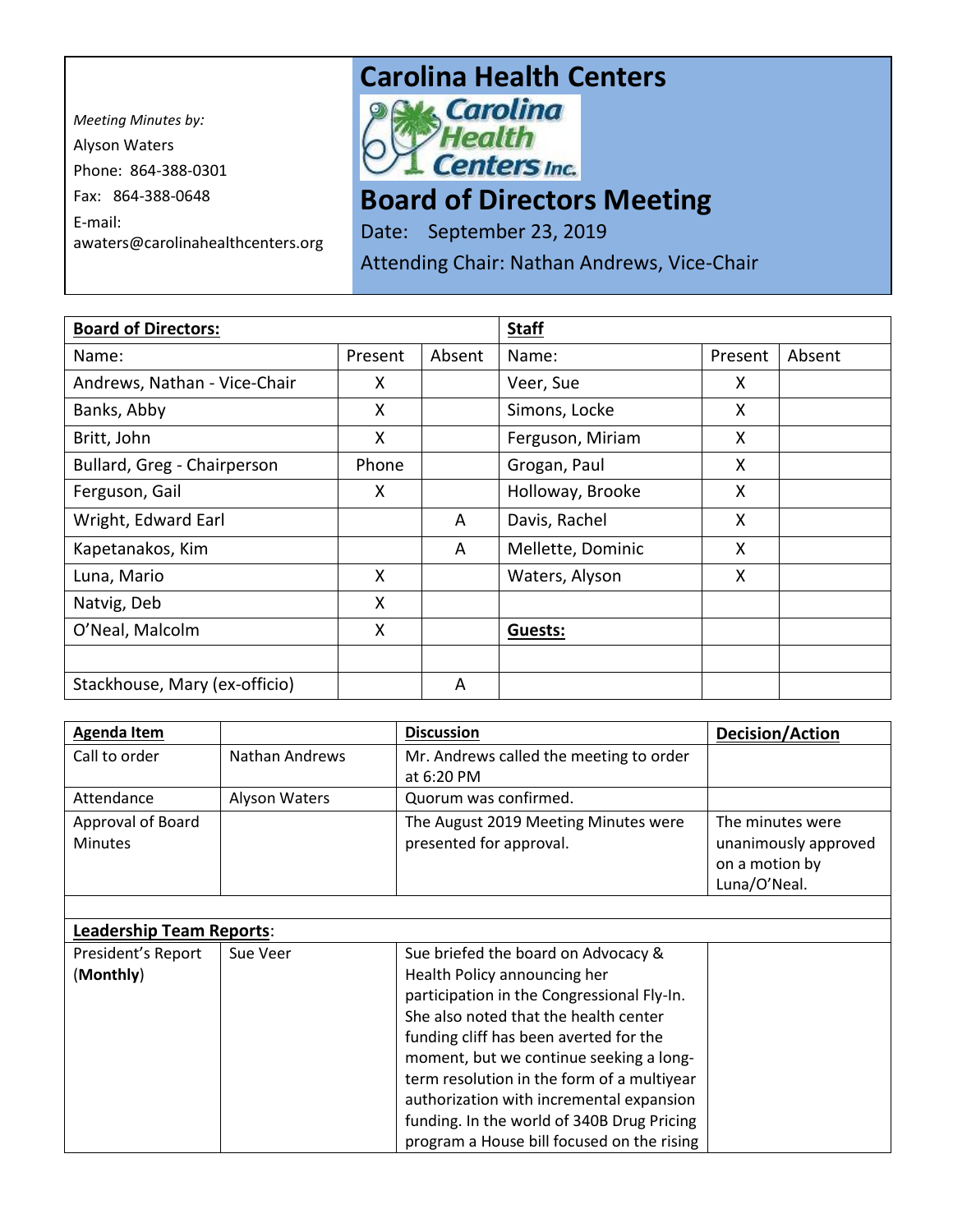*Meeting Minutes by:*

Alyson Waters

Phone: 864-388-0301

Fax: 864-388-0648

E-mail:
awaters@carolinahealthcenters.org

# Carolina Health Centers

# Board of Directors Meeting

Date: September 23, 2019

Attending Chair: Nathan Andrews, Vice-Chair

| **Board of Directors:** | | | **Staff** | | |
|---|---|---|---|---|---|
| Name: | Present | Absent | Name: | Present | Absent |
| Andrews, Nathan - Vice-Chair | X | | Veer, Sue | X | |
| Banks, Abby | X | | Simons, Locke | X | |
| Britt, John | X | | Ferguson, Miriam | X | |
| Bullard, Greg - Chairperson | Phone | | Grogan, Paul | X | |
| Ferguson, Gail | X | | Holloway, Brooke | X | |
| Wright, Edward Earl | | A | Davis, Rachel | X | |
| Kapetanakos, Kim | | A | Mellette, Dominic | X | |
| Luna, Mario | X | | Waters, Alyson | X | |
| Natvig, Deb | X | | | | |
| O'Neal, Malcolm | X | | **Guests:** | | |
| | | | | | |
| Stackhouse, Mary (ex-officio) | | A | | | |

| **Agenda Item** | | **Discussion** | **Decision/Action** |
|---|---|---|---|
| Call to order | Nathan Andrews | Mr. Andrews called the meeting to order at 6:20 PM | |
| Attendance | Alyson Waters | Quorum was confirmed. | |
| Approval of Board Minutes | | The August 2019 Meeting Minutes were presented for approval. | The minutes were unanimously approved on a motion by Luna/O'Neal. |
| | | | |
| **Leadership Team Reports**: | | | |
| President's Report (**Monthly**) | Sue Veer | Sue briefed the board on Advocacy & Health Policy announcing her participation in the Congressional Fly-In. She also noted that the health center funding cliff has been averted for the moment, but we continue seeking a long-term resolution in the form of a multiyear authorization with incremental expansion funding. In the world of 340B Drug Pricing program a House bill focused on the rising | |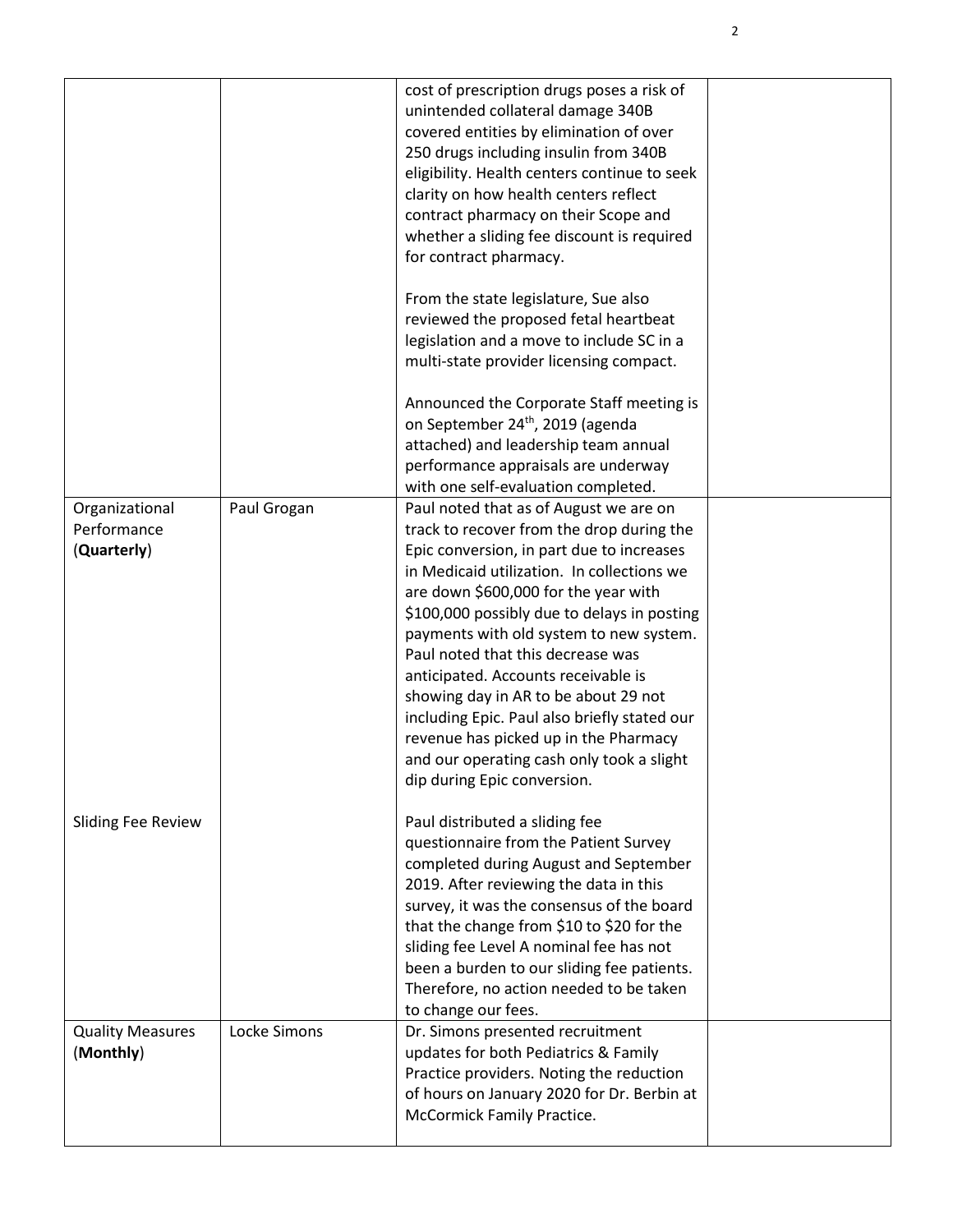| | | | |
|---|---|---|---|
| | | cost of prescription drugs poses a risk of unintended collateral damage 340B covered entities by elimination of over 250 drugs including insulin from 340B eligibility. Health centers continue to seek clarity on how health centers reflect contract pharmacy on their Scope and whether a sliding fee discount is required for contract pharmacy.<br><br>From the state legislature, Sue also reviewed the proposed fetal heartbeat legislation and a move to include SC in a multi-state provider licensing compact.<br><br>Announced the Corporate Staff meeting is on September 24th, 2019 (agenda attached) and leadership team annual performance appraisals are underway with one self-evaluation completed. | |
| Organizational Performance (**Quarterly**)<br><br><br><br><br><br><br><br><br><br><br><br><br>Sliding Fee Review | Paul Grogan | Paul noted that as of August we are on track to recover from the drop during the Epic conversion, in part due to increases in Medicaid utilization. In collections we are down $600,000 for the year with $100,000 possibly due to delays in posting payments with old system to new system. Paul noted that this decrease was anticipated. Accounts receivable is showing day in AR to be about 29 not including Epic. Paul also briefly stated our revenue has picked up in the Pharmacy and our operating cash only took a slight dip during Epic conversion.<br><br>Paul distributed a sliding fee questionnaire from the Patient Survey completed during August and September 2019. After reviewing the data in this survey, it was the consensus of the board that the change from $10 to $20 for the sliding fee Level A nominal fee has not been a burden to our sliding fee patients. Therefore, no action needed to be taken to change our fees. | |
| Quality Measures (**Monthly**) | Locke Simons | Dr. Simons presented recruitment updates for both Pediatrics & Family Practice providers. Noting the reduction of hours on January 2020 for Dr. Berbin at McCormick Family Practice. | |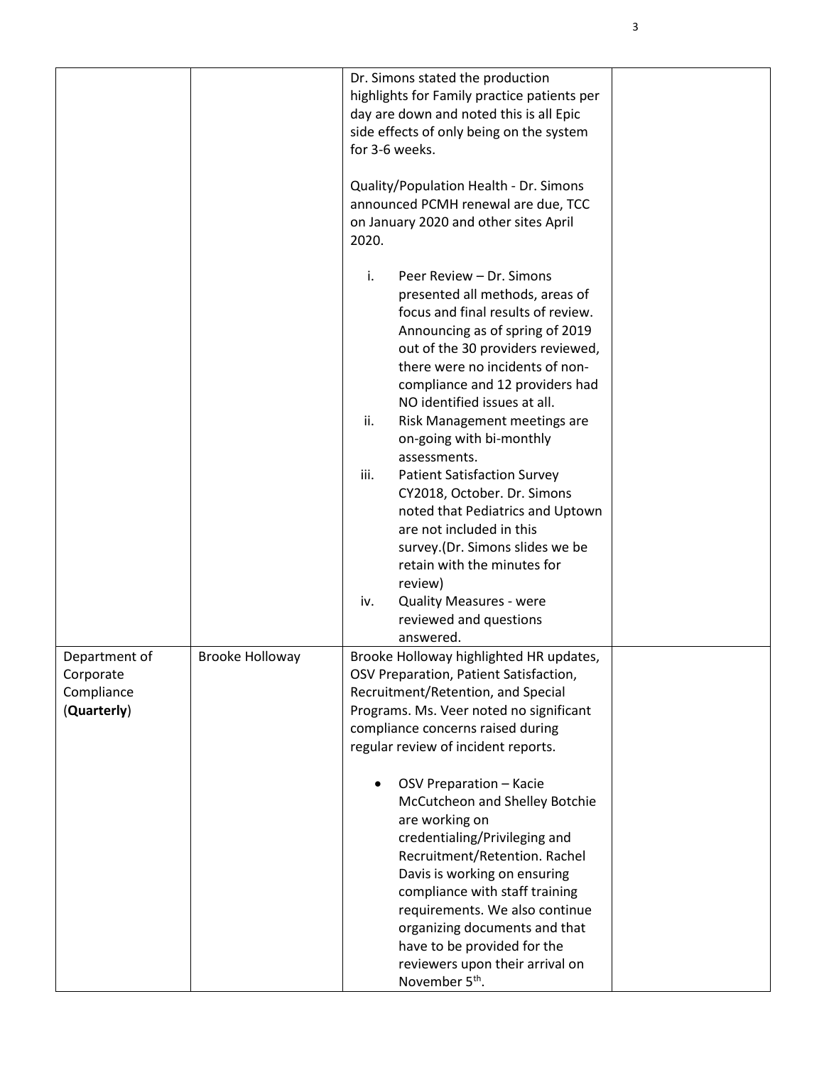| | | | |
|---|---|---|---|
| | | Dr. Simons stated the production highlights for Family practice patients per day are down and noted this is all Epic side effects of only being on the system for 3-6 weeks.<br><br>Quality/Population Health - Dr. Simons announced PCMH renewal are due, TCC on January 2020 and other sites April 2020.<br><br>i. Peer Review – Dr. Simons presented all methods, areas of focus and final results of review. Announcing as of spring of 2019 out of the 30 providers reviewed, there were no incidents of non-compliance and 12 providers had NO identified issues at all.<br>ii. Risk Management meetings are on-going with bi-monthly assessments.<br>iii. Patient Satisfaction Survey CY2018, October. Dr. Simons noted that Pediatrics and Uptown are not included in this survey.(Dr. Simons slides we be retain with the minutes for review)<br>iv. Quality Measures - were reviewed and questions answered. | |
| Department of Corporate Compliance (**Quarterly**) | Brooke Holloway | Brooke Holloway highlighted HR updates, OSV Preparation, Patient Satisfaction, Recruitment/Retention, and Special Programs. Ms. Veer noted no significant compliance concerns raised during regular review of incident reports.<br><br>• OSV Preparation – Kacie McCutcheon and Shelley Botchie are working on credentialing/Privileging and Recruitment/Retention. Rachel Davis is working on ensuring compliance with staff training requirements. We also continue organizing documents and that have to be provided for the reviewers upon their arrival on November 5th. | |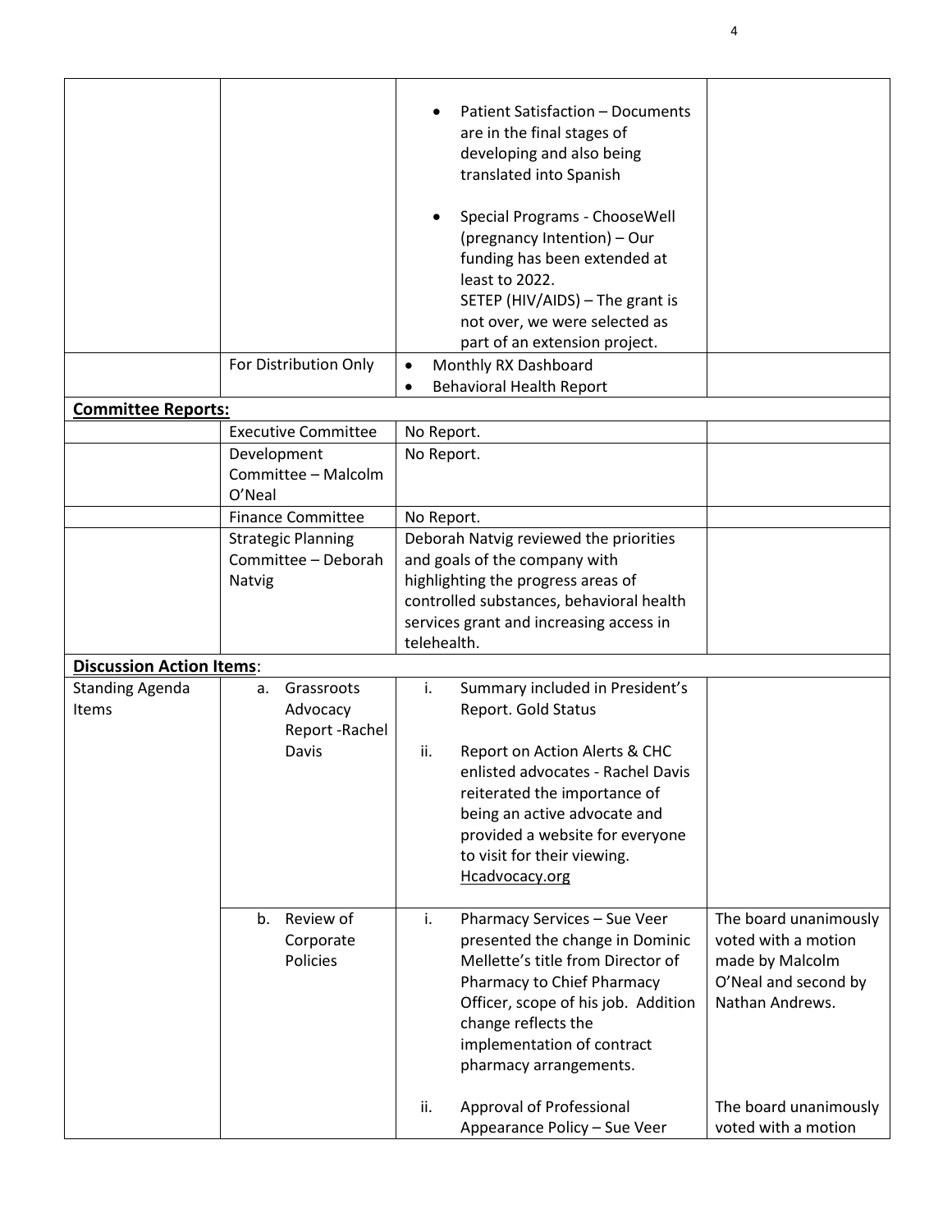| | | | |
|---|---|---|---|
| | | • Patient Satisfaction – Documents are in the final stages of developing and also being translated into Spanish<br><br>• Special Programs - ChooseWell (pregnancy Intention) – Our funding has been extended at least to 2022.<br>SETEP (HIV/AIDS) – The grant is not over, we were selected as part of an extension project. | |
| | For Distribution Only | • Monthly RX Dashboard<br>• Behavioral Health Report | |
| **Committee Reports:** | | | |
| | Executive Committee | No Report. | |
| | Development Committee – Malcolm O'Neal | No Report. | |
| | Finance Committee | No Report. | |
| | Strategic Planning Committee – Deborah Natvig | Deborah Natvig reviewed the priorities and goals of the company with highlighting the progress areas of controlled substances, behavioral health services grant and increasing access in telehealth. | |
| **Discussion Action Items**: | | | |
| Standing Agenda Items | a. Grassroots Advocacy Report -Rachel Davis | i. Summary included in President's Report. Gold Status<br><br>ii. Report on Action Alerts & CHC enlisted advocates - Rachel Davis reiterated the importance of being an active advocate and provided a website for everyone to visit for their viewing. Hcadvocacy.org | |
| | b. Review of Corporate Policies | i. Pharmacy Services – Sue Veer presented the change in Dominic Mellette's title from Director of Pharmacy to Chief Pharmacy Officer, scope of his job. Addition change reflects the implementation of contract pharmacy arrangements. | The board unanimously voted with a motion made by Malcolm O'Neal and second by Nathan Andrews. |
| | | ii. Approval of Professional Appearance Policy – Sue Veer | The board unanimously voted with a motion |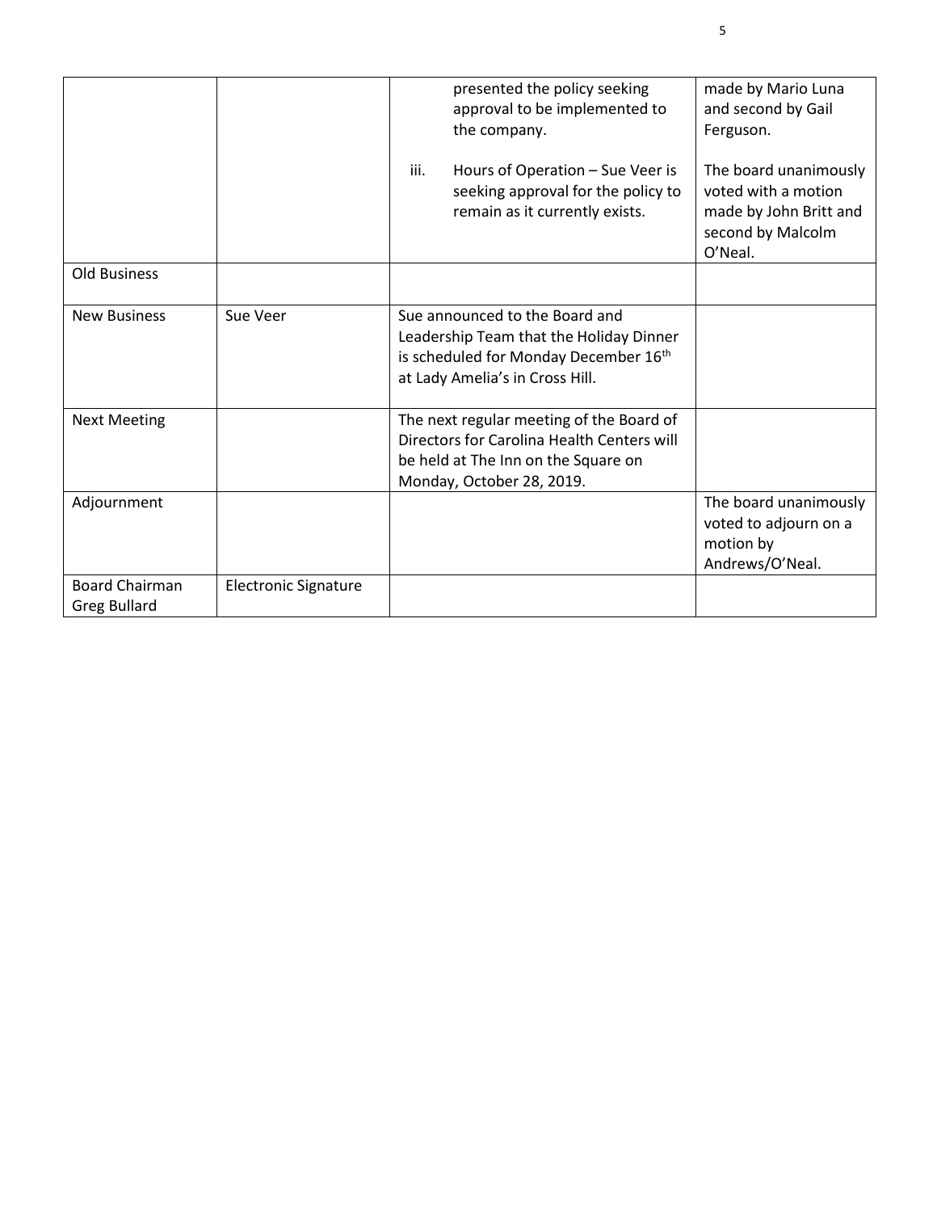| | | | |
|---|---|---|---|
| | | presented the policy seeking approval to be implemented to the company.<br><br>iii. Hours of Operation – Sue Veer is seeking approval for the policy to remain as it currently exists. | made by Mario Luna and second by Gail Ferguson.<br><br>The board unanimously voted with a motion made by John Britt and second by Malcolm O'Neal. |
| Old Business | | | |
| New Business | Sue Veer | Sue announced to the Board and Leadership Team that the Holiday Dinner is scheduled for Monday December 16th at Lady Amelia's in Cross Hill. | |
| Next Meeting | | The next regular meeting of the Board of Directors for Carolina Health Centers will be held at The Inn on the Square on Monday, October 28, 2019. | |
| Adjournment | | | The board unanimously voted to adjourn on a motion by Andrews/O'Neal. |
| Board Chairman Greg Bullard | Electronic Signature | | |